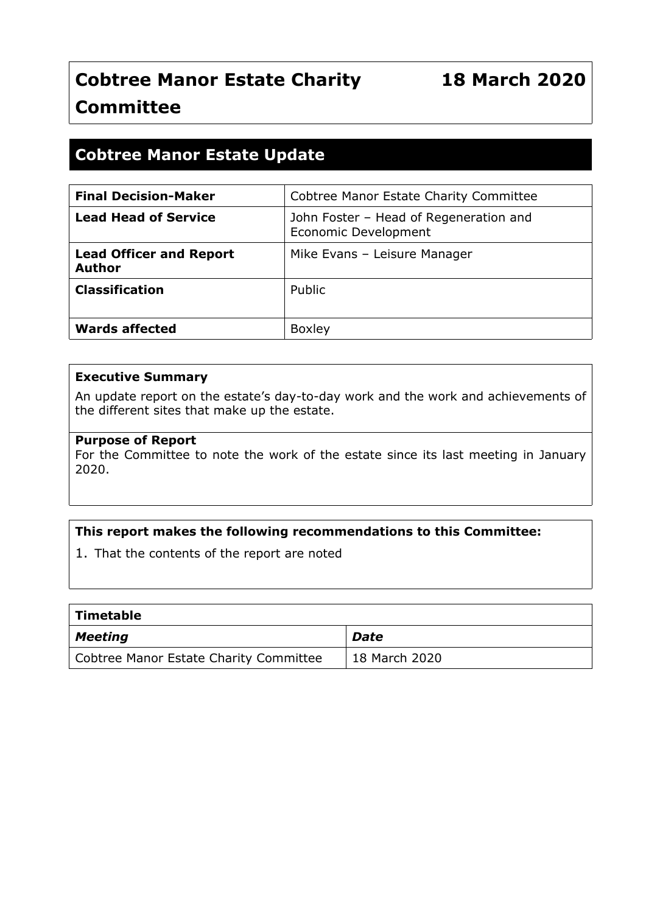# Cobtree Manor Estate Charity Committee

**18 March 2020**

## Cobtree Manor Estate Update

| **Final Decision-Maker** | Cobtree Manor Estate Charity Committee |
|---|---|
| **Lead Head of Service** | John Foster – Head of Regeneration and Economic Development |
| **Lead Officer and Report Author** | Mike Evans – Leisure Manager |
| **Classification** | Public |
| **Wards affected** | Boxley |

**Executive Summary**

An update report on the estate's day-to-day work and the work and achievements of the different sites that make up the estate.

**Purpose of Report**

For the Committee to note the work of the estate since its last meeting in January 2020.

**This report makes the following recommendations to this Committee:**

1. That the contents of the report are noted

| **Timetable** | |
|---|---|
| ***Meeting*** | ***Date*** |
| Cobtree Manor Estate Charity Committee | 18 March 2020 |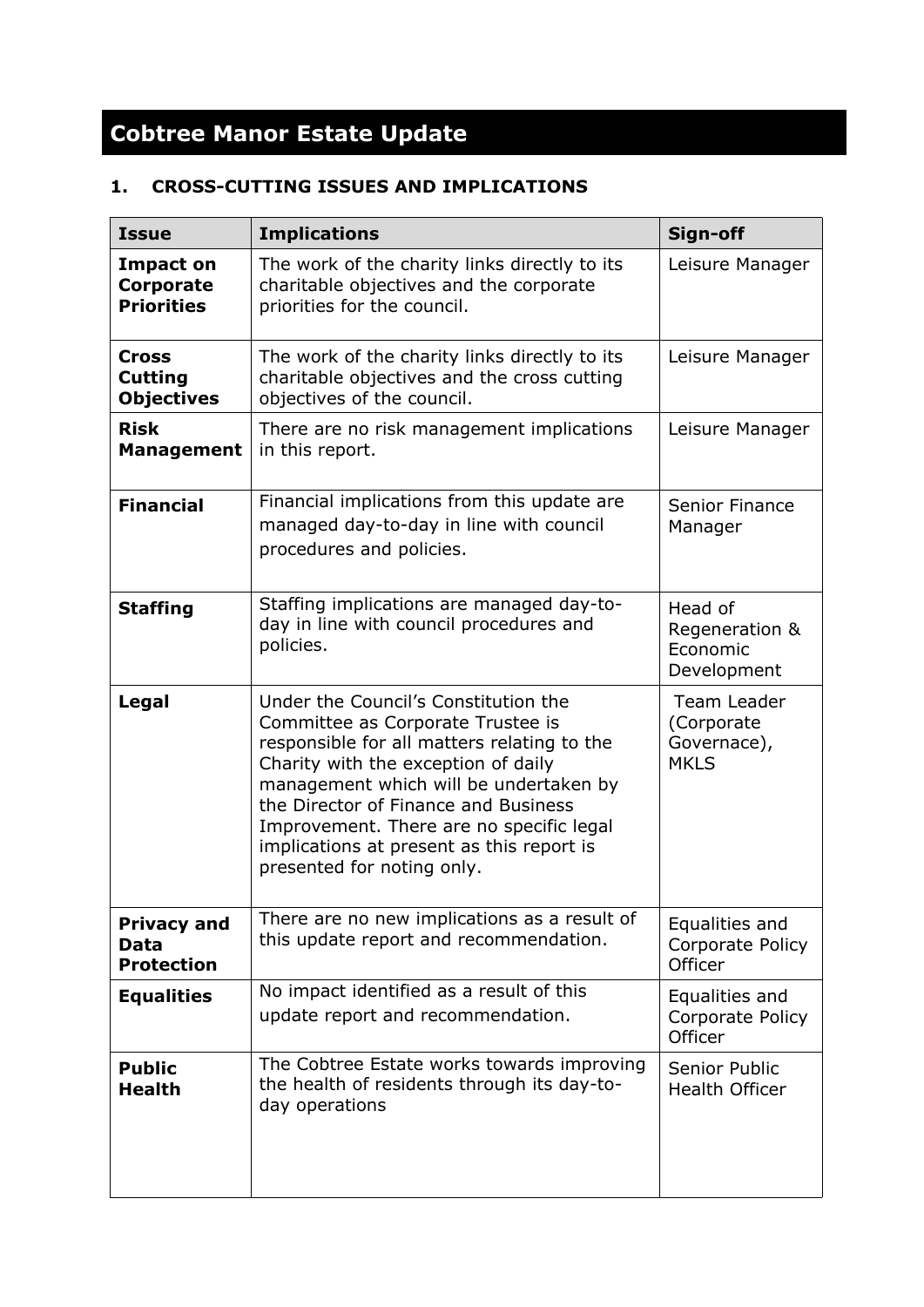# Cobtree Manor Estate Update

## 1. CROSS-CUTTING ISSUES AND IMPLICATIONS

| Issue | Implications | Sign-off |
|---|---|---|
| **Impact on Corporate Priorities** | The work of the charity links directly to its charitable objectives and the corporate priorities for the council. | Leisure Manager |
| **Cross Cutting Objectives** | The work of the charity links directly to its charitable objectives and the cross cutting objectives of the council. | Leisure Manager |
| **Risk Management** | There are no risk management implications in this report. | Leisure Manager |
| **Financial** | Financial implications from this update are managed day-to-day in line with council procedures and policies. | Senior Finance Manager |
| **Staffing** | Staffing implications are managed day-to-day in line with council procedures and policies. | Head of Regeneration & Economic Development |
| **Legal** | Under the Council's Constitution the Committee as Corporate Trustee is responsible for all matters relating to the Charity with the exception of daily management which will be undertaken by the Director of Finance and Business Improvement. There are no specific legal implications at present as this report is presented for noting only. | Team Leader (Corporate Governace), MKLS |
| **Privacy and Data Protection** | There are no new implications as a result of this update report and recommendation. | Equalities and Corporate Policy Officer |
| **Equalities** | No impact identified as a result of this update report and recommendation. | Equalities and Corporate Policy Officer |
| **Public Health** | The Cobtree Estate works towards improving the health of residents through its day-to-day operations | Senior Public Health Officer |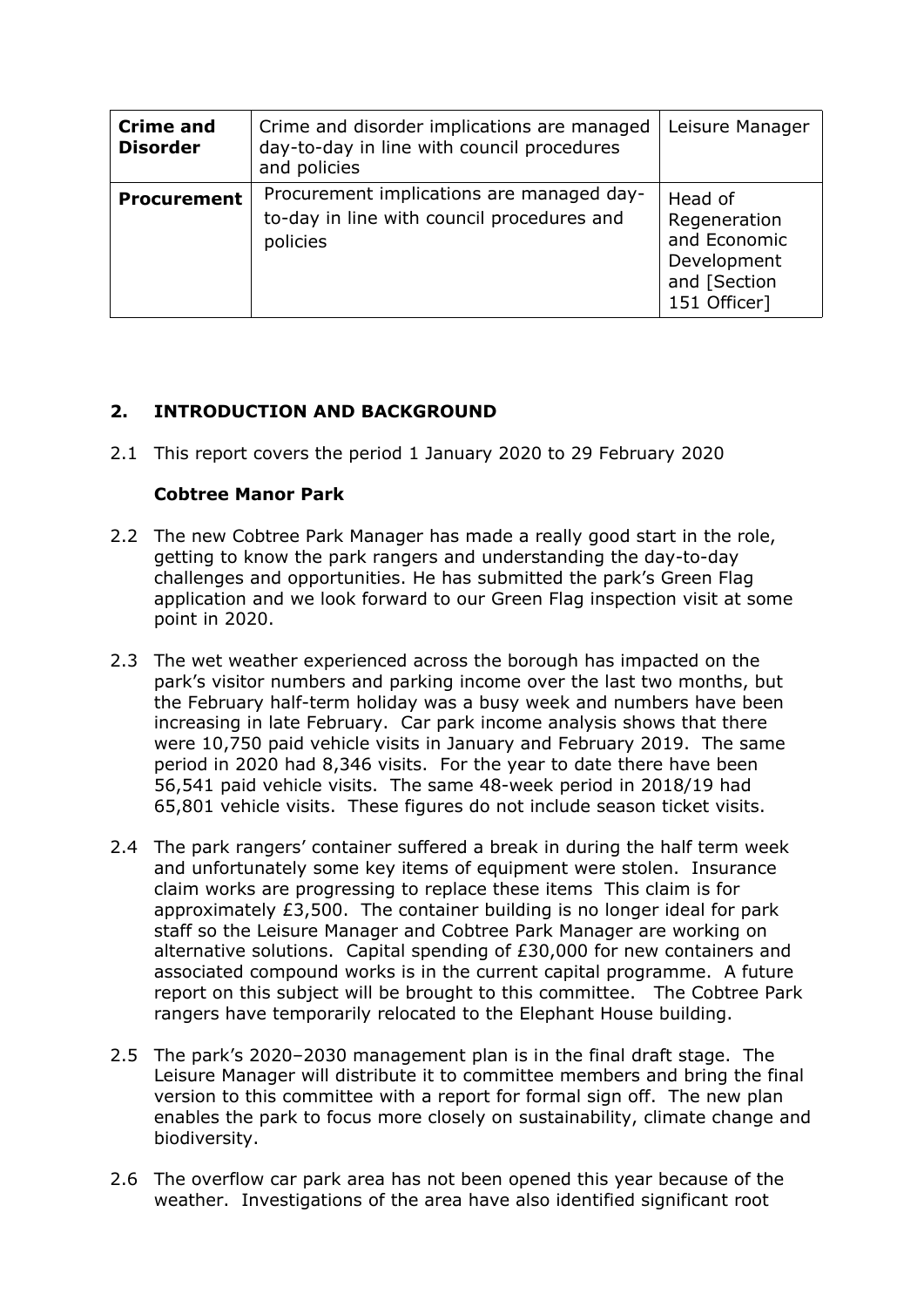| **Crime and Disorder** | Crime and disorder implications are managed day-to-day in line with council procedures and policies | Leisure Manager |
|---|---|---|
| **Procurement** | Procurement implications are managed day-to-day in line with council procedures and policies | Head of Regeneration and Economic Development and [Section 151 Officer] |

## 2. INTRODUCTION AND BACKGROUND

2.1 This report covers the period 1 January 2020 to 29 February 2020

**Cobtree Manor Park**

2.2 The new Cobtree Park Manager has made a really good start in the role, getting to know the park rangers and understanding the day-to-day challenges and opportunities. He has submitted the park's Green Flag application and we look forward to our Green Flag inspection visit at some point in 2020.

2.3 The wet weather experienced across the borough has impacted on the park's visitor numbers and parking income over the last two months, but the February half-term holiday was a busy week and numbers have been increasing in late February. Car park income analysis shows that there were 10,750 paid vehicle visits in January and February 2019. The same period in 2020 had 8,346 visits. For the year to date there have been 56,541 paid vehicle visits. The same 48-week period in 2018/19 had 65,801 vehicle visits. These figures do not include season ticket visits.

2.4 The park rangers' container suffered a break in during the half term week and unfortunately some key items of equipment were stolen. Insurance claim works are progressing to replace these items This claim is for approximately £3,500. The container building is no longer ideal for park staff so the Leisure Manager and Cobtree Park Manager are working on alternative solutions. Capital spending of £30,000 for new containers and associated compound works is in the current capital programme. A future report on this subject will be brought to this committee. The Cobtree Park rangers have temporarily relocated to the Elephant House building.

2.5 The park's 2020–2030 management plan is in the final draft stage. The Leisure Manager will distribute it to committee members and bring the final version to this committee with a report for formal sign off. The new plan enables the park to focus more closely on sustainability, climate change and biodiversity.

2.6 The overflow car park area has not been opened this year because of the weather. Investigations of the area have also identified significant root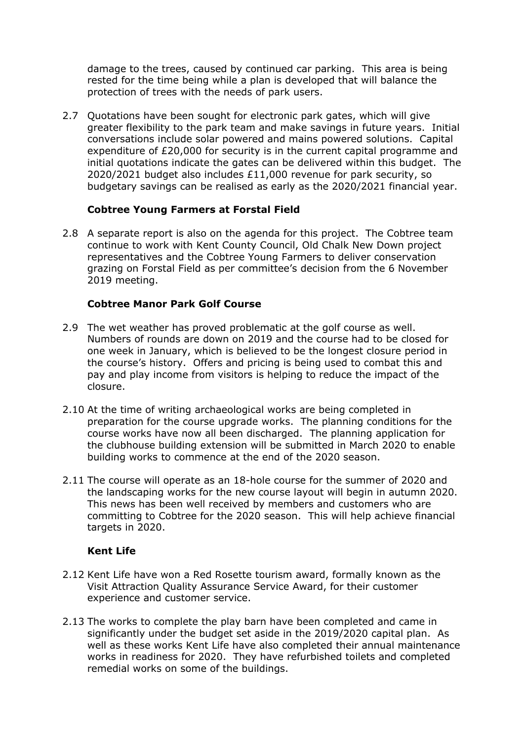damage to the trees, caused by continued car parking. This area is being rested for the time being while a plan is developed that will balance the protection of trees with the needs of park users.

2.7 Quotations have been sought for electronic park gates, which will give greater flexibility to the park team and make savings in future years. Initial conversations include solar powered and mains powered solutions. Capital expenditure of £20,000 for security is in the current capital programme and initial quotations indicate the gates can be delivered within this budget. The 2020/2021 budget also includes £11,000 revenue for park security, so budgetary savings can be realised as early as the 2020/2021 financial year.

**Cobtree Young Farmers at Forstal Field**

2.8 A separate report is also on the agenda for this project. The Cobtree team continue to work with Kent County Council, Old Chalk New Down project representatives and the Cobtree Young Farmers to deliver conservation grazing on Forstal Field as per committee's decision from the 6 November 2019 meeting.

**Cobtree Manor Park Golf Course**

2.9 The wet weather has proved problematic at the golf course as well. Numbers of rounds are down on 2019 and the course had to be closed for one week in January, which is believed to be the longest closure period in the course's history. Offers and pricing is being used to combat this and pay and play income from visitors is helping to reduce the impact of the closure.

2.10 At the time of writing archaeological works are being completed in preparation for the course upgrade works. The planning conditions for the course works have now all been discharged. The planning application for the clubhouse building extension will be submitted in March 2020 to enable building works to commence at the end of the 2020 season.

2.11 The course will operate as an 18-hole course for the summer of 2020 and the landscaping works for the new course layout will begin in autumn 2020. This news has been well received by members and customers who are committing to Cobtree for the 2020 season. This will help achieve financial targets in 2020.

**Kent Life**

2.12 Kent Life have won a Red Rosette tourism award, formally known as the Visit Attraction Quality Assurance Service Award, for their customer experience and customer service.

2.13 The works to complete the play barn have been completed and came in significantly under the budget set aside in the 2019/2020 capital plan. As well as these works Kent Life have also completed their annual maintenance works in readiness for 2020. They have refurbished toilets and completed remedial works on some of the buildings.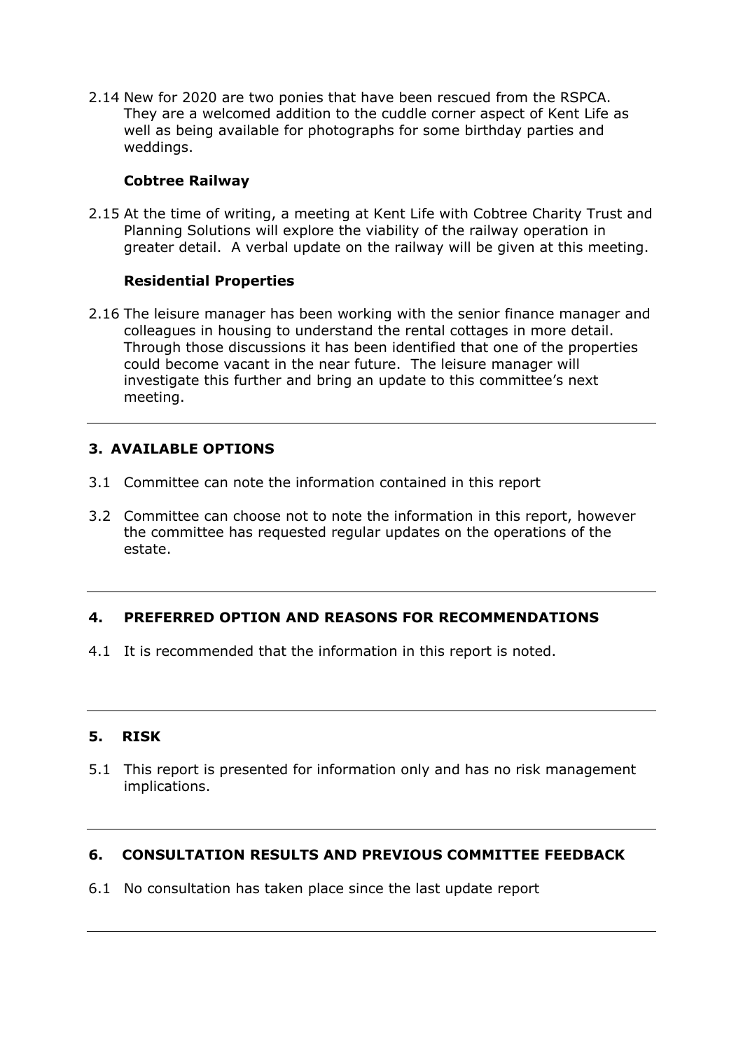2.14 New for 2020 are two ponies that have been rescued from the RSPCA. They are a welcomed addition to the cuddle corner aspect of Kent Life as well as being available for photographs for some birthday parties and weddings.

**Cobtree Railway**

2.15 At the time of writing, a meeting at Kent Life with Cobtree Charity Trust and Planning Solutions will explore the viability of the railway operation in greater detail. A verbal update on the railway will be given at this meeting.

**Residential Properties**

2.16 The leisure manager has been working with the senior finance manager and colleagues in housing to understand the rental cottages in more detail. Through those discussions it has been identified that one of the properties could become vacant in the near future. The leisure manager will investigate this further and bring an update to this committee's next meeting.

---

## 3. AVAILABLE OPTIONS

3.1 Committee can note the information contained in this report

3.2 Committee can choose not to note the information in this report, however the committee has requested regular updates on the operations of the estate.

---

## 4. PREFERRED OPTION AND REASONS FOR RECOMMENDATIONS

4.1 It is recommended that the information in this report is noted.

---

## 5. RISK

5.1 This report is presented for information only and has no risk management implications.

---

## 6. CONSULTATION RESULTS AND PREVIOUS COMMITTEE FEEDBACK

6.1 No consultation has taken place since the last update report

---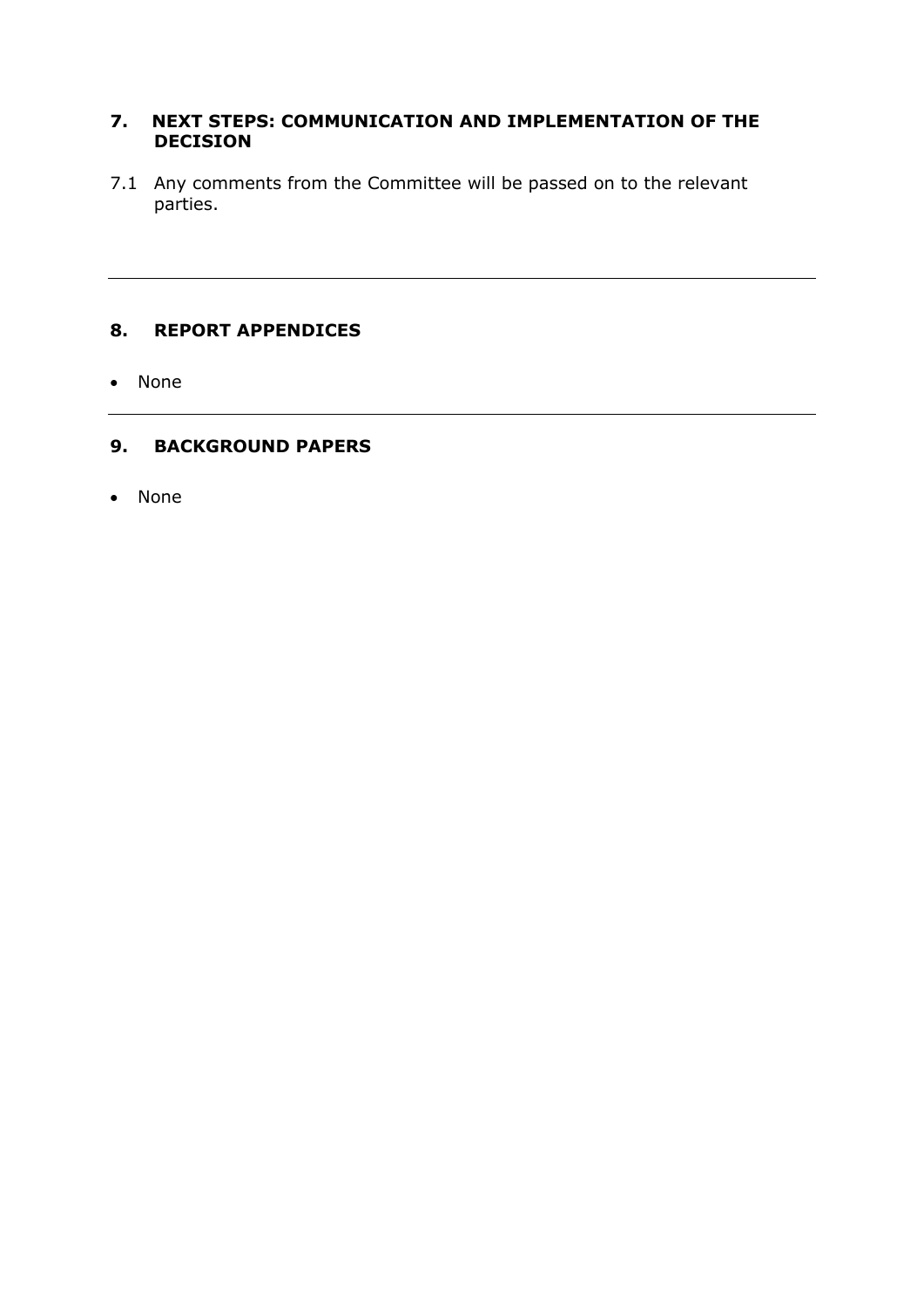## 7. NEXT STEPS: COMMUNICATION AND IMPLEMENTATION OF THE DECISION

7.1 Any comments from the Committee will be passed on to the relevant parties.

---

## 8. REPORT APPENDICES

- None

---

## 9. BACKGROUND PAPERS

- None